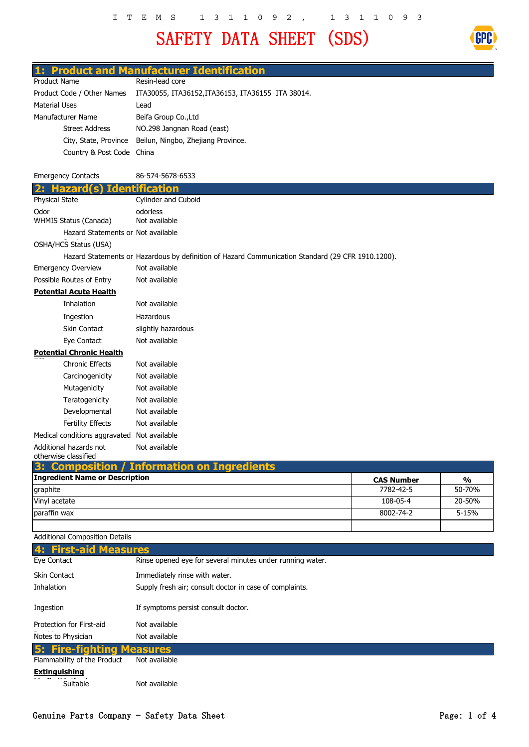ITEMS 1311092, 1311093

# SAFETY DATA SHEET (SDS)

## 1: Product and Manufacturer Identification

| | |
|---|---|
| Product Name | Resin-lead core |
| Product Code / Other Names | ITA30055, ITA36152,ITA36153, ITA36155 ITA 38014. |
| Material Uses | Lead |
| Manufacturer Name | Beifa Group Co.,Ltd |
| Street Address | NO.298 Jangnan Road (east) |
| City, State, Province | Beilun, Ningbo, Zhejiang Province. |
| Country & Post Code | China |
| Emergency Contacts | 86-574-5678-6533 |

## 2: Hazard(s) Identification

| | |
|---|---|
| Physical State | Cylinder and Cuboid |
| Odor | odorless |
| WHMIS Status (Canada) | Not available |
| Hazard Statements or Symbols | Not available |
| OSHA/HCS Status (USA) | |
| Hazard Statements or | Hazardous by definition of Hazard Communication Standard (29 CFR 1910.1200). |
| Emergency Overview | Not available |
| Possible Routes of Entry | Not available |

**Potential Acute Health**

| | |
|---|---|
| Inhalation | Not available |
| Ingestion | Hazardous |
| Skin Contact | slightly hazardous |
| Eye Contact | Not available |

**Potential Chronic Health Effects**

| | |
|---|---|
| Chronic Effects | Not available |
| Carcinogenicity | Not available |
| Mutagenicity | Not available |
| Teratogenicity | Not available |
| Developmental Effects | Not available |
| Fertility Effects | Not available |
| Medical conditions aggravated | Not available |
| Additional hazards not otherwise classified | Not available |

## 3: Composition / Information on Ingredients

| Ingredient Name or Description | CAS Number | % |
|---|---|---|
| graphite | 7782-42-5 | 50-70% |
| Vinyl acetate | 108-05-4 | 20-50% |
| paraffin wax | 8002-74-2 | 5-15% |
| | | |

Additional Composition Details

## 4: First-aid Measures

| | |
|---|---|
| Eye Contact | Rinse opened eye for several minutes under running water. |
| Skin Contact | Immediately rinse with water. |
| Inhalation | Supply fresh air; consult doctor in case of complaints. |
| Ingestion | If symptoms persist consult doctor. |
| Protection for First-aid Providers | Not available |
| Notes to Physician | Not available |

## 5: Fire-fighting Measures

| | |
|---|---|
| Flammability of the Product | Not available |

**Extinguishing Media**

| | |
|---|---|
| Suitable | Not available |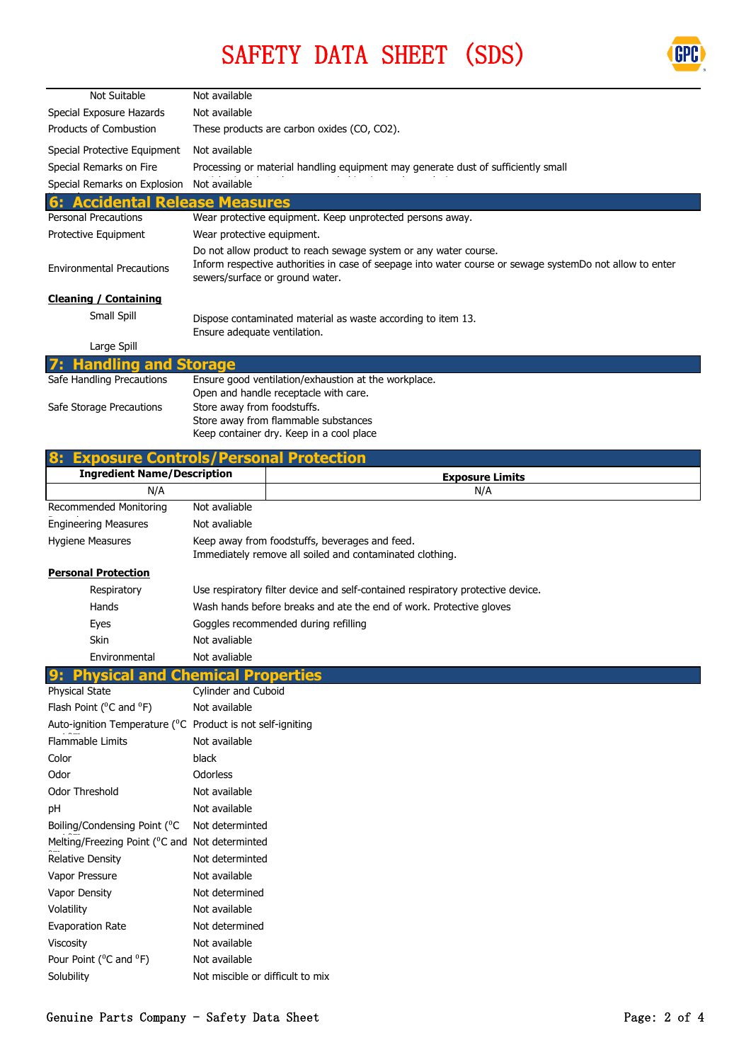# SAFETY DATA SHEET (SDS)

| | |
|---|---|
| Not Suitable | Not available |
| Special Exposure Hazards | Not available |
| Products of Combustion | These products are carbon oxides ($CO$, $CO_2$). |
| Special Protective Equipment | Not available |
| Special Remarks on Fire | Processing or material handling equipment may generate dust of sufficiently small |
| Special Remarks on Explosion | Not available |

## 6: Accidental Release Measures

| | |
|---|---|
| Personal Precautions | Wear protective equipment. Keep unprotected persons away. |
| Protective Equipment | Wear protective equipment. |
| Environmental Precautions | Do not allow product to reach sewage system or any water course.<br>Inform respective authorities in case of seepage into water course or sewage systemDo not allow to enter sewers/surface or ground water. |

**Cleaning / Containing**

| | |
|---|---|
| Small Spill | Dispose contaminated material as waste according to item 13.<br>Ensure adequate ventilation. |
| Large Spill | |

## 7: Handling and Storage

| | |
|---|---|
| Safe Handling Precautions | Ensure good ventilation/exhaustion at the workplace.<br>Open and handle receptacle with care. |
| Safe Storage Precautions | Store away from foodstuffs.<br>Store away from flammable substances<br>Keep container dry. Keep in a cool place |

## 8: Exposure Controls/Personal Protection

| Ingredient Name/Description | Exposure Limits |
|---|---|
| N/A | N/A |

| | |
|---|---|
| Recommended Monitoring | Not avaliable |
| Engineering Measures | Not avaliable |
| Hygiene Measures | Keep away from foodstuffs, beverages and feed.<br>Immediately remove all soiled and contaminated clothing. |

**Personal Protection**

| | |
|---|---|
| Respiratory | Use respiratory filter device and self-contained respiratory protective device. |
| Hands | Wash hands before breaks and ate the end of work. Protective gloves |
| Eyes | Goggles recommended during refilling |
| Skin | Not avaliable |
| Environmental | Not avaliable |

## 9: Physical and Chemical Properties

| | |
|---|---|
| Physical State | Cylinder and Cuboid |
| Flash Point (°C and °F) | Not available |
| Auto-ignition Temperature (°C | Product is not self-igniting |
| Flammable Limits | Not available |
| Color | black |
| Odor | Odorless |
| Odor Threshold | Not available |
| pH | Not available |
| Boiling/Condensing Point (°C | Not determinted |
| Melting/Freezing Point (°C and | Not determinted |
| Relative Density | Not determinted |
| Vapor Pressure | Not available |
| Vapor Density | Not determined |
| Volatility | Not available |
| Evaporation Rate | Not determined |
| Viscosity | Not available |
| Pour Point (°C and °F) | Not available |
| Solubility | Not miscible or difficult to mix |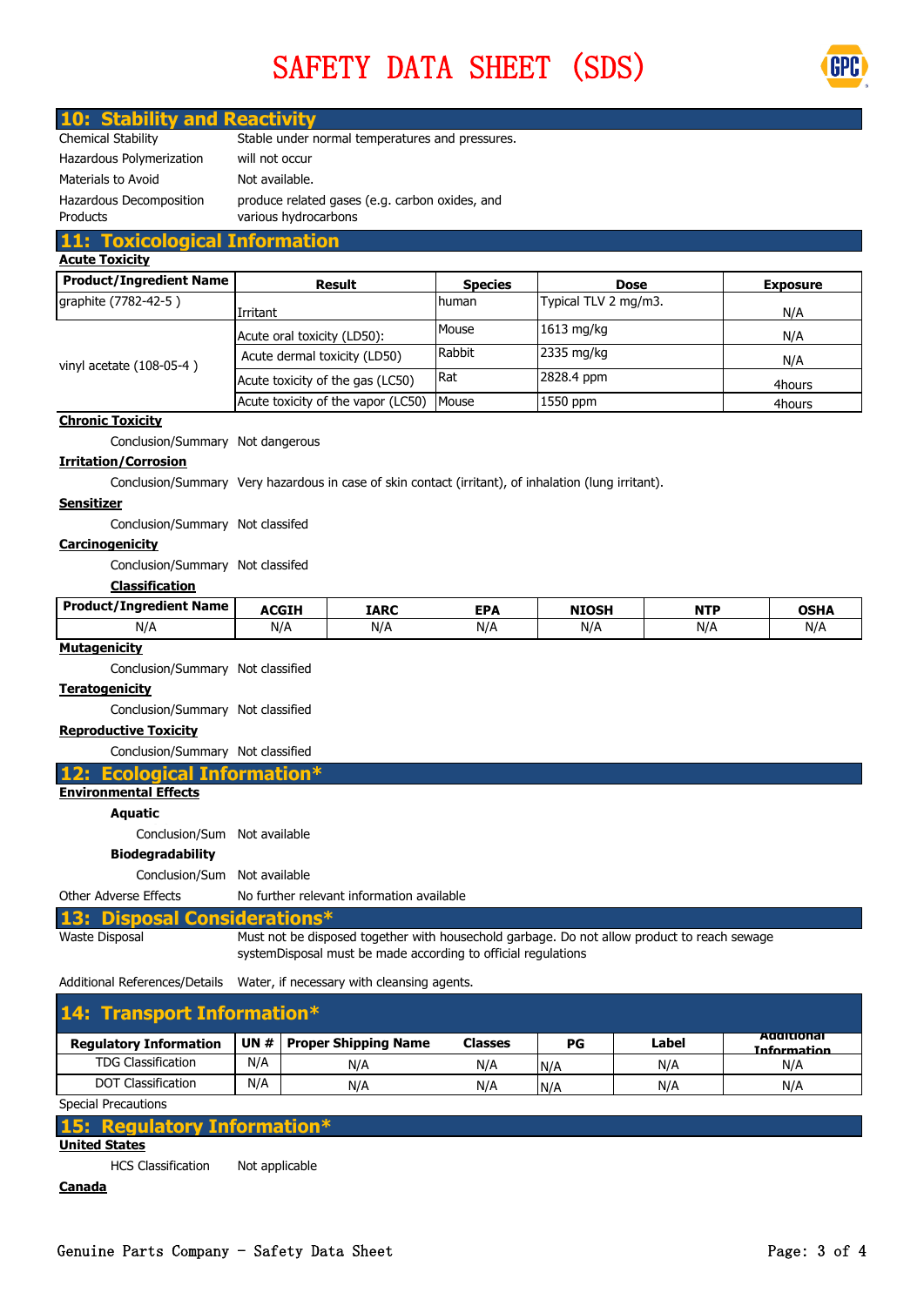# SAFETY DATA SHEET (SDS)

## 10: Stability and Reactivity

| | |
|---|---|
| Chemical Stability | Stable under normal temperatures and pressures. |
| Hazardous Polymerization | will not occur |
| Materials to Avoid | Not available. |
| Hazardous Decomposition Products | produce related gases (e.g. carbon oxides, and various hydrocarbons |

## 11: Toxicological Information

**Acute Toxicity**

| Product/Ingredient Name | Result | Species | Dose | Exposure |
|---|---|---|---|---|
| graphite (7782-42-5 ) | Irritant | human | Typical TLV 2 mg/m3. | N/A |
| vinyl acetate (108-05-4 ) | Acute oral toxicity (LD50): | Mouse | 1613 mg/kg | N/A |
| | Acute dermal toxicity (LD50) | Rabbit | 2335 mg/kg | N/A |
| | Acute toxicity of the gas (LC50) | Rat | 2828.4 ppm | 4hours |
| | Acute toxicity of the vapor (LC50) | Mouse | 1550 ppm | 4hours |

**Chronic Toxicity**

Conclusion/Summary Not dangerous

**Irritation/Corrosion**

Conclusion/Summary Very hazardous in case of skin contact (irritant), of inhalation (lung irritant).

**Sensitizer**

Conclusion/Summary Not classifed

**Carcinogenicity**

Conclusion/Summary Not classifed

**Classification**

| Product/Ingredient Name | ACGIH | IARC | EPA | NIOSH | NTP | OSHA |
|---|---|---|---|---|---|---|
| N/A | N/A | N/A | N/A | N/A | N/A | N/A |

**Mutagenicity**

Conclusion/Summary Not classified

**Teratogenicity**

Conclusion/Summary Not classified

**Reproductive Toxicity**

Conclusion/Summary Not classified

## 12: Ecological Information*

**Environmental Effects**

**Aquatic**

Conclusion/Sum Not available

**Biodegradability**

Conclusion/Sum Not available

Other Adverse Effects No further relevant information available

## 13: Disposal Considerations*

| | |
|---|---|
| Waste Disposal | Must not be disposed together with household garbage. Do not allow product to reach sewage systemDisposal must be made according to official regulations |
| Additional References/Details | Water, if necessary with cleansing agents. |

## 14: Transport Information*

| Regulatory Information | UN # | Proper Shipping Name | Classes | PG | Label | Additional Information |
|---|---|---|---|---|---|---|
| TDG Classification | N/A | N/A | N/A | N/A | N/A | N/A |
| DOT Classification | N/A | N/A | N/A | N/A | N/A | N/A |

Special Precautions

## 15: Regulatory Information*

**United States**

HCS Classification Not applicable

**Canada**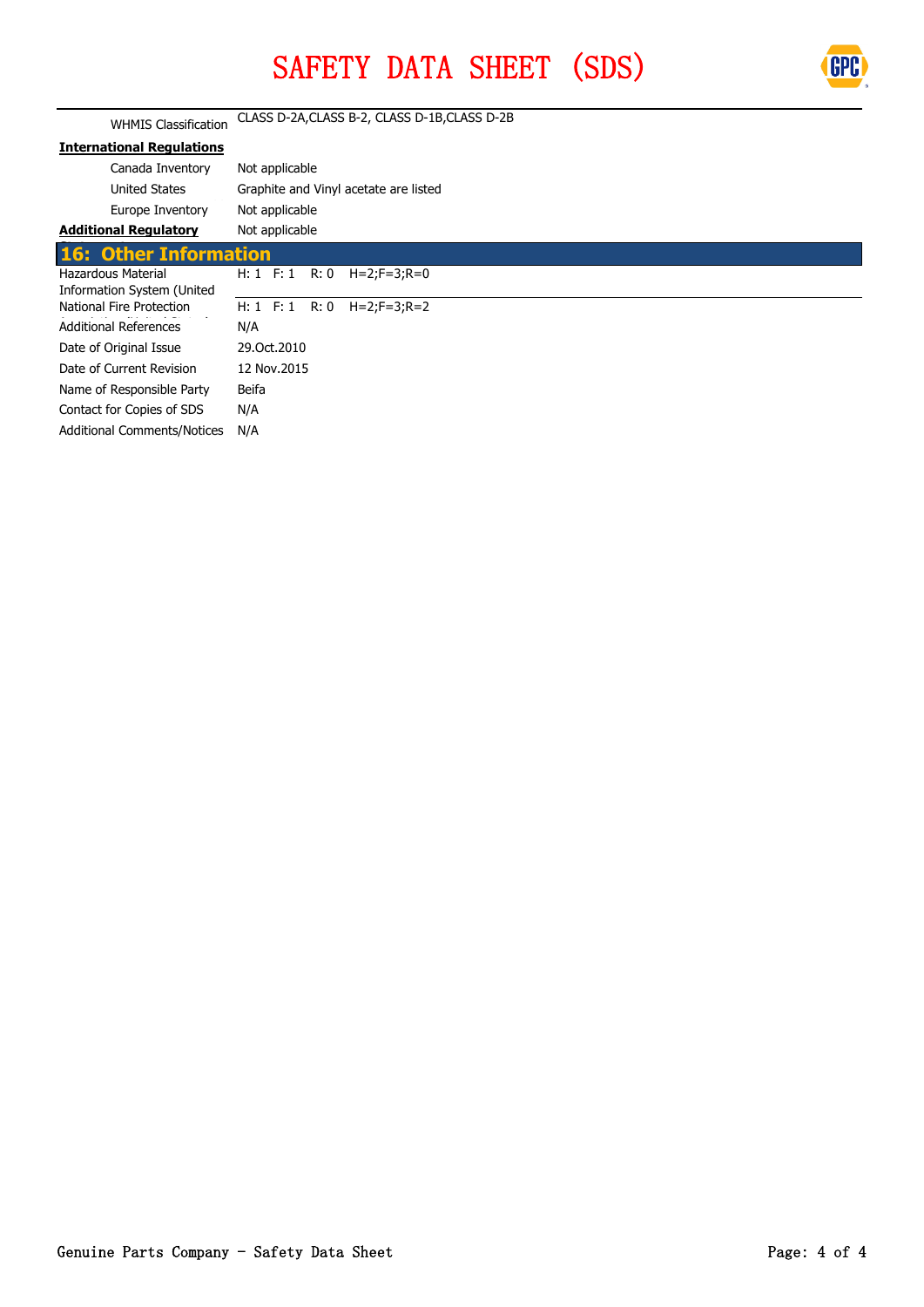# SAFETY DATA SHEET (SDS)

| | |
|---|---|
| WHMIS Classification | CLASS D-2A,CLASS B-2, CLASS D-1B,CLASS D-2B |

**International Regulations**

| | |
|---|---|
| Canada Inventory | Not applicable |
| United States | Graphite and Vinyl acetate are listed |
| Europe Inventory | Not applicable |
| **Additional Regulatory** | Not applicable |

## 16: Other Information

| | |
|---|---|
| Hazardous Material Information System (United | H: 1 F: 1 R: 0 H=2;F=3;R=0 |
| National Fire Protection | H: 1 F: 1 R: 0 H=2;F=3;R=2 |
| Additional References | N/A |
| Date of Original Issue | 29.Oct.2010 |
| Date of Current Revision | 12 Nov.2015 |
| Name of Responsible Party | Beifa |
| Contact for Copies of SDS | N/A |
| Additional Comments/Notices | N/A |